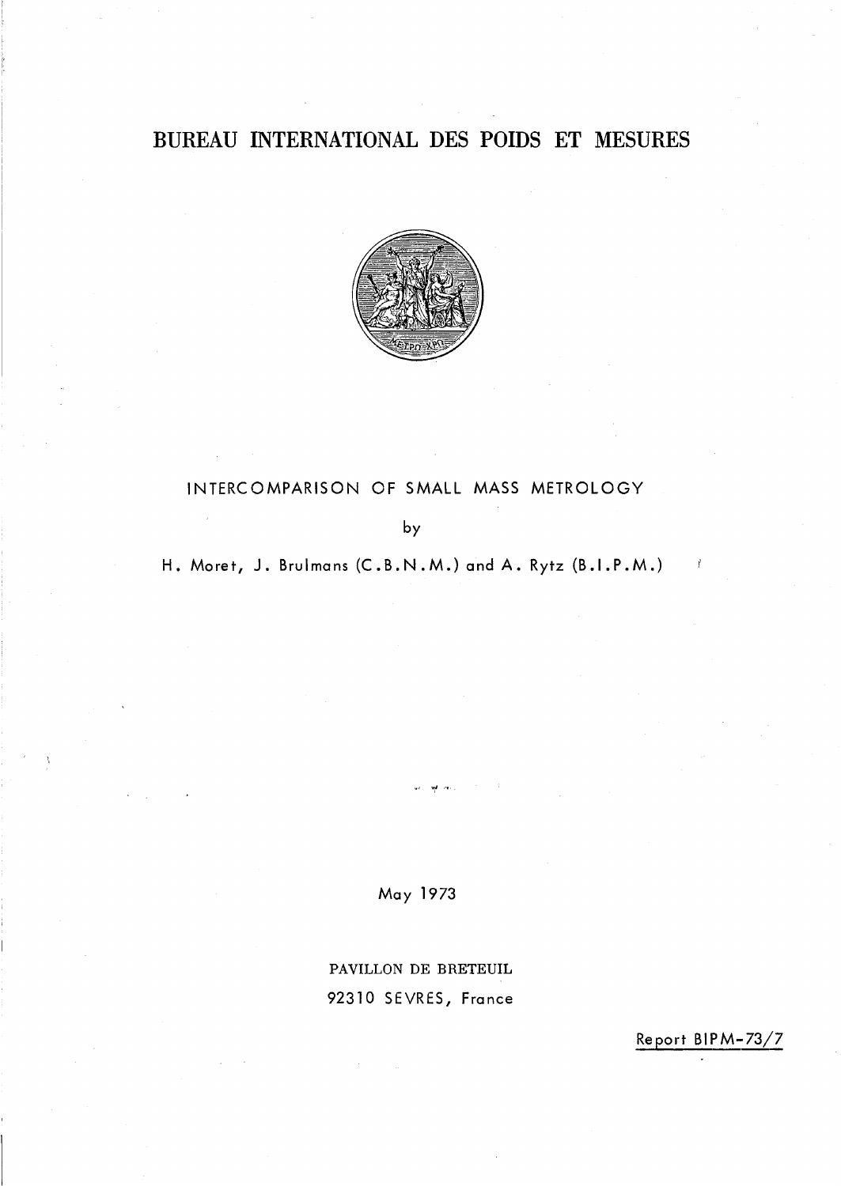# BUREAU INTERNATIONAL DES POIDS ET MESURES

INTERCOMPARISON OF SMALL MASS METROLOGY

by

H. Moret, J. Brulmans (C.B.N.M.) and A. Rytz (B.I.P.M.)

May 1973

PAVILLON DE BRETEUIL

92310 SEVRES, France

Report BIPM-73/7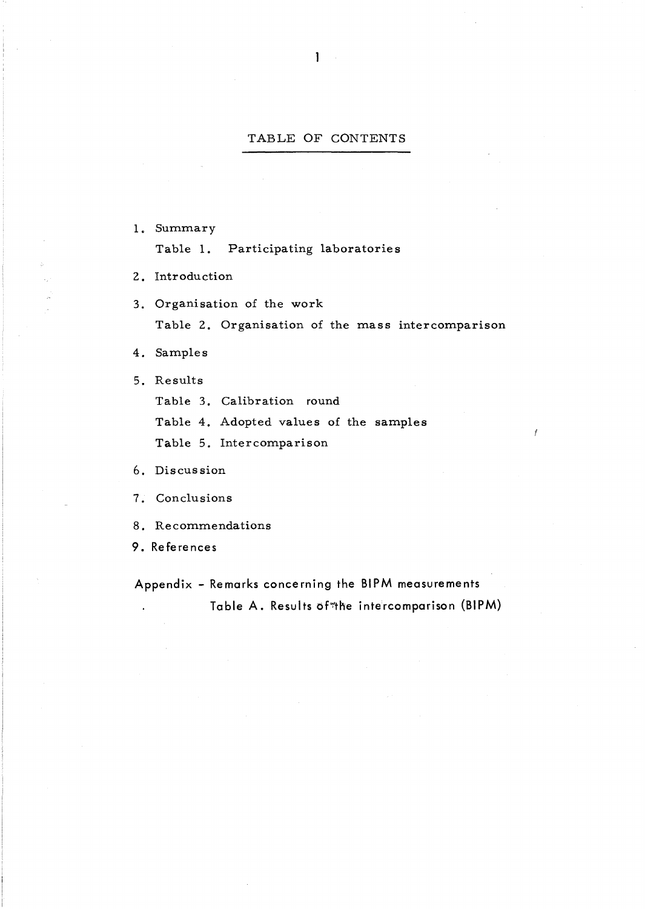# TABLE OF CONTENTS

1. Summary

   Table 1. Participating laboratories

2. Introduction

3. Organisation of the work

   Table 2. Organisation of the mass intercomparison

4. Samples

5. Results

   Table 3. Calibration round

   Table 4. Adopted values of the samples

   Table 5. Intercomparison

6. Discussion

7. Conclusions

8. Recommendations

9. References

Appendix - Remarks concerning the BIPM measurements

Table A. Results of the intercomparison (BIPM)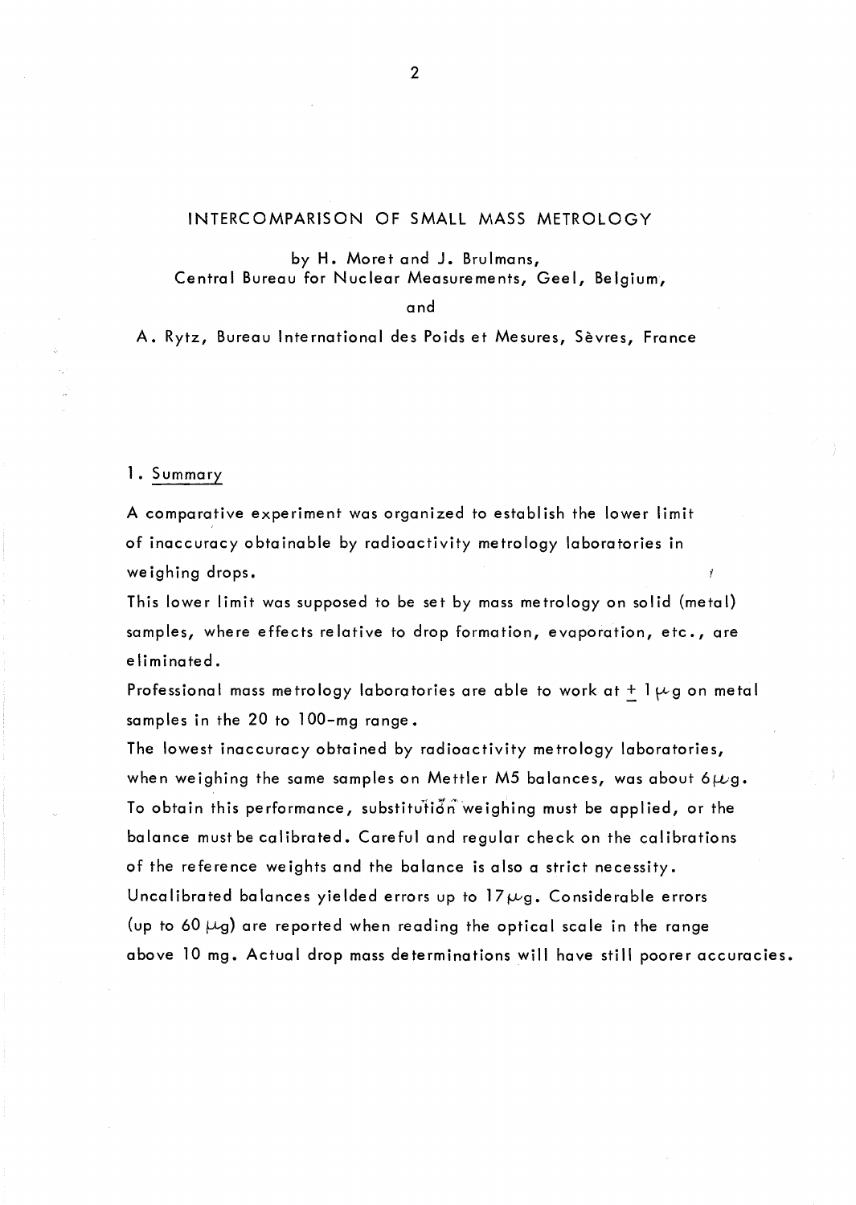# INTERCOMPARISON OF SMALL MASS METROLOGY

by H. Moret and J. Brulmans,
Central Bureau for Nuclear Measurements, Geel, Belgium,

and

A. Rytz, Bureau International des Poids et Mesures, Sèvres, France

## 1. Summary

A comparative experiment was organized to establish the lower limit of inaccuracy obtainable by radioactivity metrology laboratories in weighing drops.

This lower limit was supposed to be set by mass metrology on solid (metal) samples, where effects relative to drop formation, evaporation, etc., are eliminated.

Professional mass metrology laboratories are able to work at $\pm$ 1 $\mu$g on metal samples in the 20 to 100-mg range.

The lowest inaccuracy obtained by radioactivity metrology laboratories, when weighing the same samples on Mettler M5 balances, was about 6 $\mu$g. To obtain this performance, substitution weighing must be applied, or the balance must be calibrated. Careful and regular check on the calibrations of the reference weights and the balance is also a strict necessity. Uncalibrated balances yielded errors up to 17 $\mu$g. Considerable errors (up to 60 $\mu$g) are reported when reading the optical scale in the range above 10 mg. Actual drop mass determinations will have still poorer accuracies.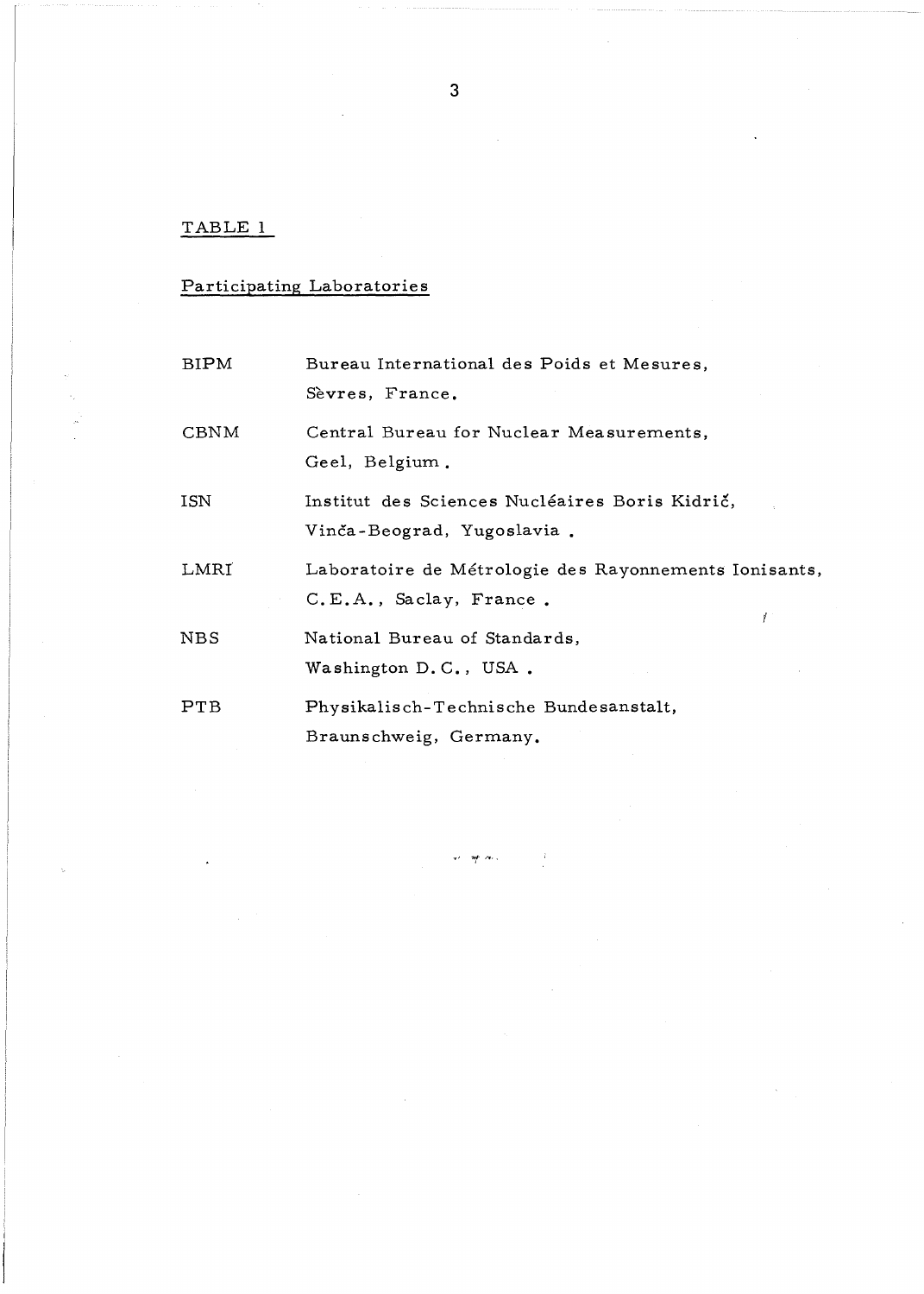TABLE 1

Participating Laboratories

| | |
|---|---|
| BIPM | Bureau International des Poids et Mesures, Sèvres, France. |
| CBNM | Central Bureau for Nuclear Measurements, Geel, Belgium. |
| ISN | Institut des Sciences Nucléaires Boris Kidrič, Vinča-Beograd, Yugoslavia. |
| LMRI | Laboratoire de Métrologie des Rayonnements Ionisants, C.E.A., Saclay, France. |
| NBS | National Bureau of Standards, Washington D.C., USA. |
| PTB | Physikalisch-Technische Bundesanstalt, Braunschweig, Germany. |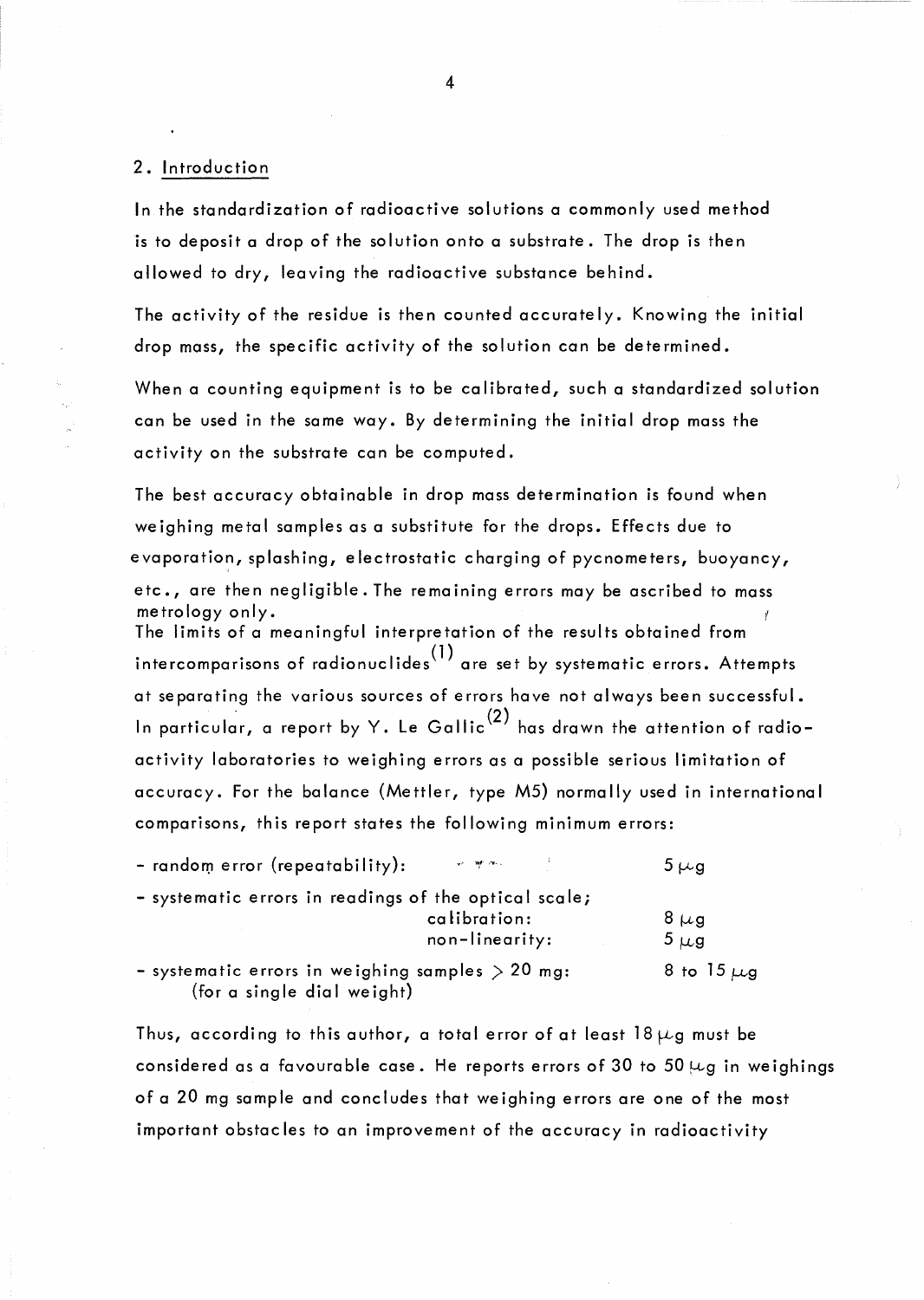## 2. Introduction

In the standardization of radioactive solutions a commonly used method is to deposit a drop of the solution onto a substrate. The drop is then allowed to dry, leaving the radioactive substance behind.

The activity of the residue is then counted accurately. Knowing the initial drop mass, the specific activity of the solution can be determined.

When a counting equipment is to be calibrated, such a standardized solution can be used in the same way. By determining the initial drop mass the activity on the substrate can be computed.

The best accuracy obtainable in drop mass determination is found when weighing metal samples as a substitute for the drops. Effects due to evaporation, splashing, electrostatic charging of pycnometers, buoyancy, etc., are then negligible. The remaining errors may be ascribed to mass metrology only.

The limits of a meaningful interpretation of the results obtained from intercomparisons of radionuclides(1) are set by systematic errors. Attempts at separating the various sources of errors have not always been successful. In particular, a report by Y. Le Gallic(2) has drawn the attention of radioactivity laboratories to weighing errors as a possible serious limitation of accuracy. For the balance (Mettler, type M5) normally used in international comparisons, this report states the following minimum errors:

| | |
|---|---|
| - random error (repeatability): | $5\ \mu g$ |
| - systematic errors in readings of the optical scale; calibration: | $8\ \mu g$ |
| non-linearity: | $5\ \mu g$ |
| - systematic errors in weighing samples $> 20$ mg: (for a single dial weight) | 8 to $15\ \mu g$ |

Thus, according to this author, a total error of at least $18\ \mu g$ must be considered as a favourable case. He reports errors of 30 to $50\ \mu g$ in weighings of a 20 mg sample and concludes that weighing errors are one of the most important obstacles to an improvement of the accuracy in radioactivity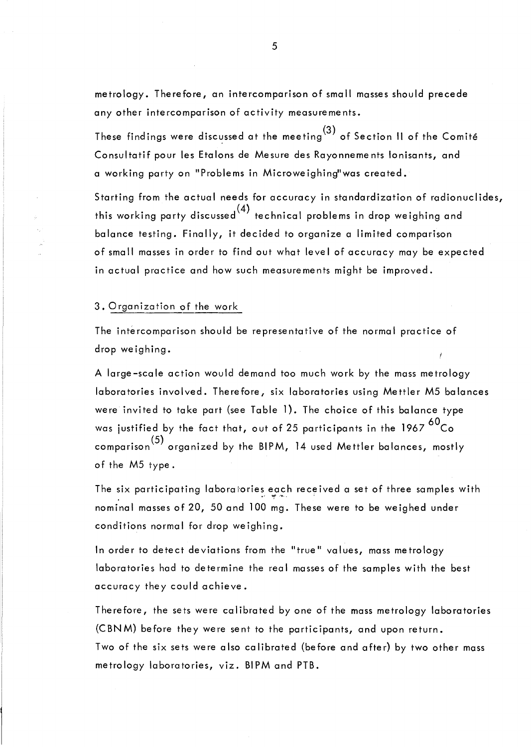metrology. Therefore, an intercomparison of small masses should precede any other intercomparison of activity measurements.

These findings were discussed at the meeting[3] of Section II of the Comité Consultatif pour les Etalons de Mesure des Rayonnements Ionisants, and a working party on "Problems in Microweighing" was created.

Starting from the actual needs for accuracy in standardization of radionuclides, this working party discussed[4] technical problems in drop weighing and balance testing. Finally, it decided to organize a limited comparison of small masses in order to find out what level of accuracy may be expected in actual practice and how such measurements might be improved.

## 3. Organization of the work

The intercomparison should be representative of the normal practice of drop weighing.

A large-scale action would demand too much work by the mass metrology laboratories involved. Therefore, six laboratories using Mettler M5 balances were invited to take part (see Table 1). The choice of this balance type was justified by the fact that, out of 25 participants in the 1967 $^{60}Co$ comparison[5] organized by the BIPM, 14 used Mettler balances, mostly of the M5 type.

The six participating laboratories each received a set of three samples with nominal masses of 20, 50 and 100 mg. These were to be weighed under conditions normal for drop weighing.

In order to detect deviations from the "true" values, mass metrology laboratories had to determine the real masses of the samples with the best accuracy they could achieve.

Therefore, the sets were calibrated by one of the mass metrology laboratories (CBNM) before they were sent to the participants, and upon return. Two of the six sets were also calibrated (before and after) by two other mass metrology laboratories, viz. BIPM and PTB.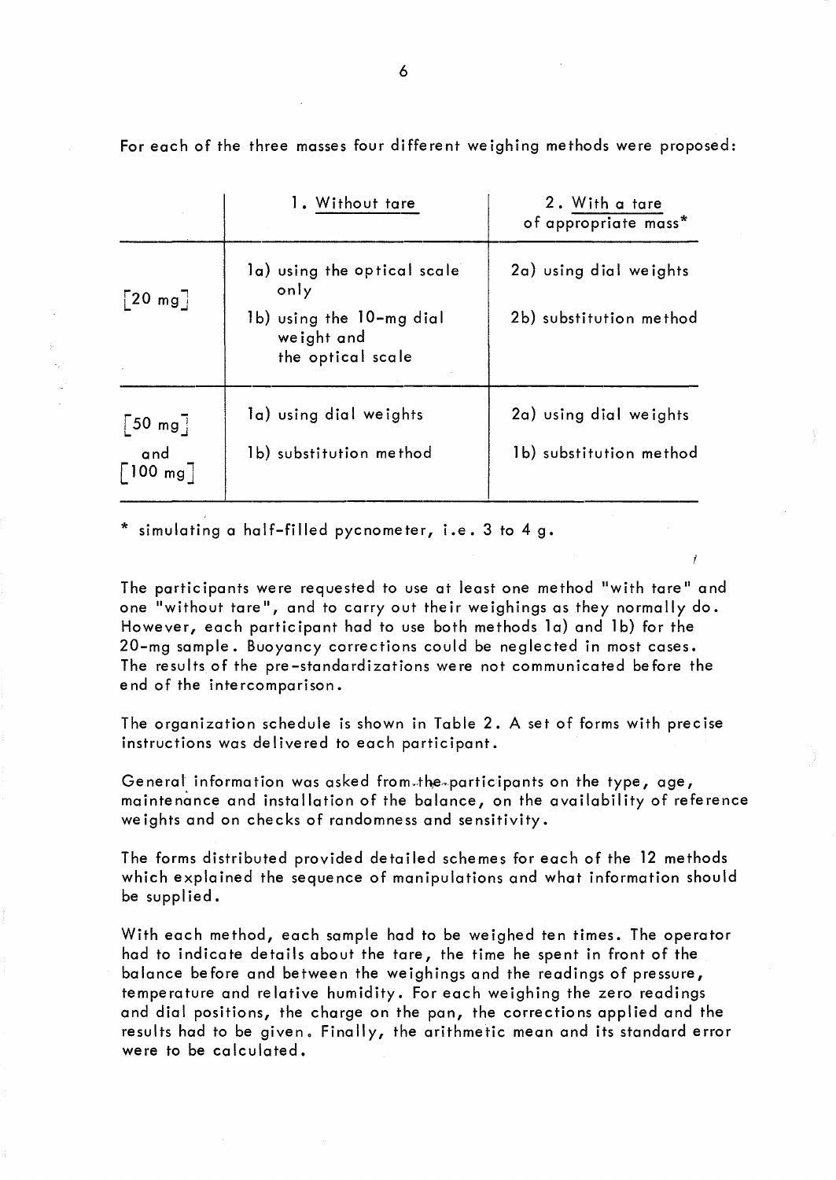For each of the three masses four different weighing methods were proposed:

| | 1. Without tare | 2. With a tare of appropriate mass* |
|---|---|---|
| [20 mg] | 1a) using the optical scale only<br>1b) using the 10-mg dial weight and the optical scale | 2a) using dial weights<br>2b) substitution method |
| [50 mg] and [100 mg] | 1a) using dial weights<br>1b) substitution method | 2a) using dial weights<br>1b) substitution method |

\* simulating a half-filled pycnometer, i.e. 3 to 4 g.

The participants were requested to use at least one method "with tare" and one "without tare", and to carry out their weighings as they normally do. However, each participant had to use both methods 1a) and 1b) for the 20-mg sample. Buoyancy corrections could be neglected in most cases. The results of the pre-standardizations were not communicated before the end of the intercomparison.

The organization schedule is shown in Table 2. A set of forms with precise instructions was delivered to each participant.

General information was asked from the participants on the type, age, maintenance and installation of the balance, on the availability of reference weights and on checks of randomness and sensitivity.

The forms distributed provided detailed schemes for each of the 12 methods which explained the sequence of manipulations and what information should be supplied.

With each method, each sample had to be weighed ten times. The operator had to indicate details about the tare, the time he spent in front of the balance before and between the weighings and the readings of pressure, temperature and relative humidity. For each weighing the zero readings and dial positions, the charge on the pan, the corrections applied and the results had to be given. Finally, the arithmetic mean and its standard error were to be calculated.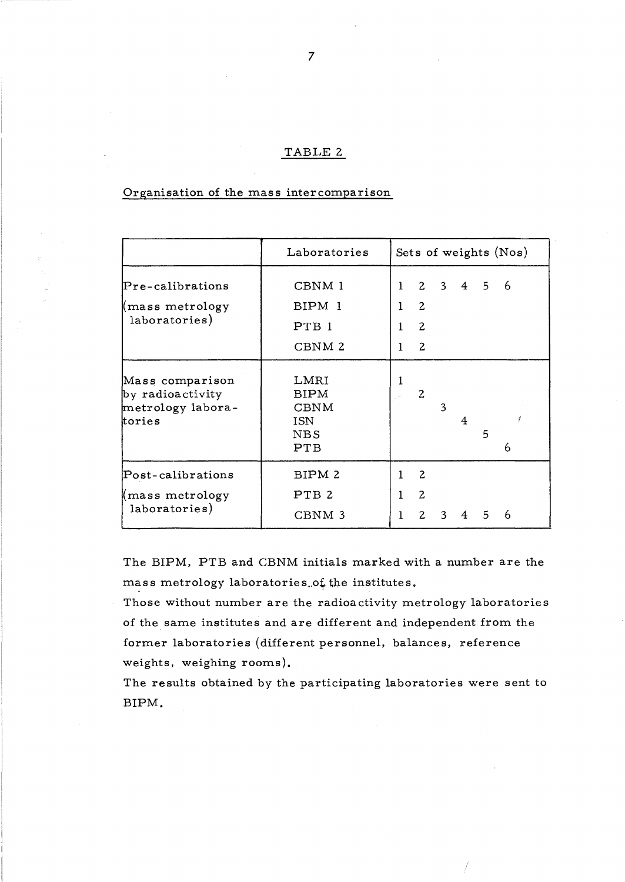## TABLE 2

Organisation of the mass intercomparison

| | Laboratories | Sets of weights (Nos) | | | | | |
|---|---|---|---|---|---|---|---|
| Pre-calibrations (mass metrology laboratories) | CBNM 1 | 1 | 2 | 3 | 4 | 5 | 6 |
| | BIPM 1 | 1 | 2 | | | | |
| | PTB 1 | 1 | 2 | | | | |
| | CBNM 2 | 1 | 2 | | | | |
| Mass comparison by radioactivity metrology laboratories | LMRI | 1 | | | | | |
| | BIPM | | 2 | | | | |
| | CBNM | | | 3 | | | |
| | ISN | | | | 4 | | |
| | NBS | | | | | 5 | |
| | PTB | | | | | | 6 |
| Post-calibrations (mass metrology laboratories) | BIPM 2 | 1 | 2 | | | | |
| | PTB 2 | 1 | 2 | | | | |
| | CBNM 3 | 1 | 2 | 3 | 4 | 5 | 6 |

The BIPM, PTB and CBNM initials marked with a number are the mass metrology laboratories of the institutes.

Those without number are the radioactivity metrology laboratories of the same institutes and are different and independent from the former laboratories (different personnel, balances, reference weights, weighing rooms).

The results obtained by the participating laboratories were sent to BIPM.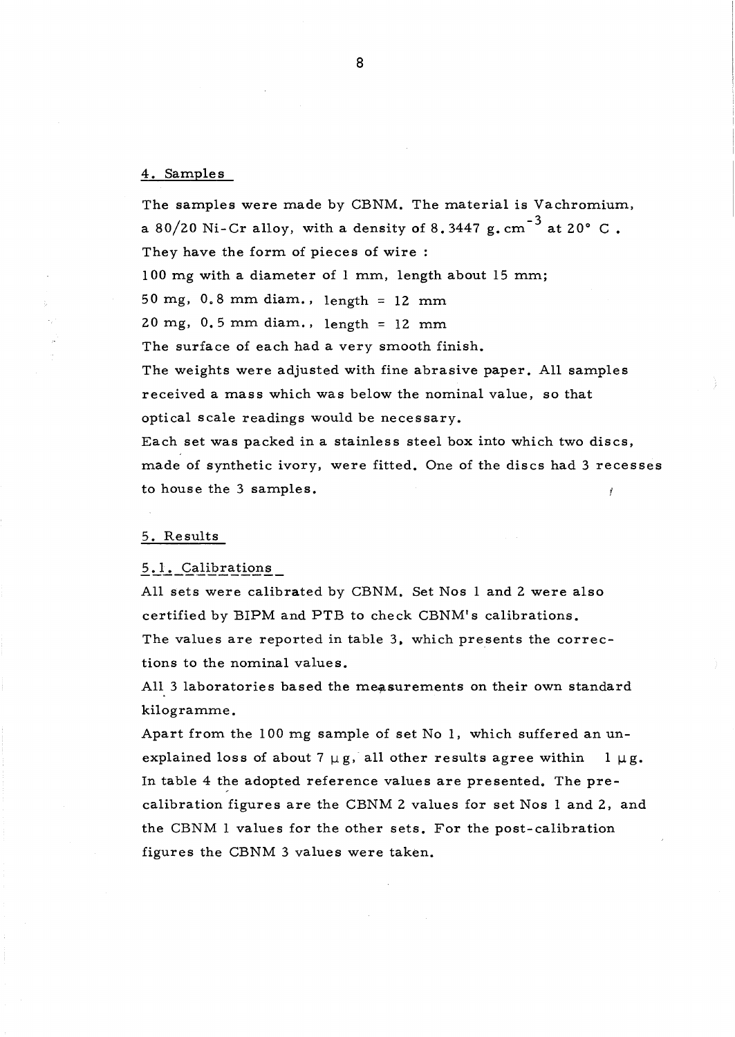## 4. Samples

The samples were made by CBNM. The material is Vachromium, a 80/20 Ni-Cr alloy, with a density of 8.3447 g.cm$^{-3}$ at 20° C .
They have the form of pieces of wire :

100 mg with a diameter of 1 mm, length about 15 mm;

50 mg, 0.8 mm diam., length = 12 mm

20 mg, 0.5 mm diam., length = 12 mm

The surface of each had a very smooth finish.
The weights were adjusted with fine abrasive paper. All samples received a mass which was below the nominal value, so that optical scale readings would be necessary.
Each set was packed in a stainless steel box into which two discs, made of synthetic ivory, were fitted. One of the discs had 3 recesses to house the 3 samples.

## 5. Results

### 5.1. Calibrations

All sets were calibrated by CBNM. Set Nos 1 and 2 were also certified by BIPM and PTB to check CBNM's calibrations.
The values are reported in table 3, which presents the corrections to the nominal values.
All 3 laboratories based the measurements on their own standard kilogramme.
Apart from the 100 mg sample of set No 1, which suffered an unexplained loss of about 7 μg, all other results agree within 1 μg.
In table 4 the adopted reference values are presented. The pre-calibration figures are the CBNM 2 values for set Nos 1 and 2, and the CBNM 1 values for the other sets. For the post-calibration figures the CBNM 3 values were taken.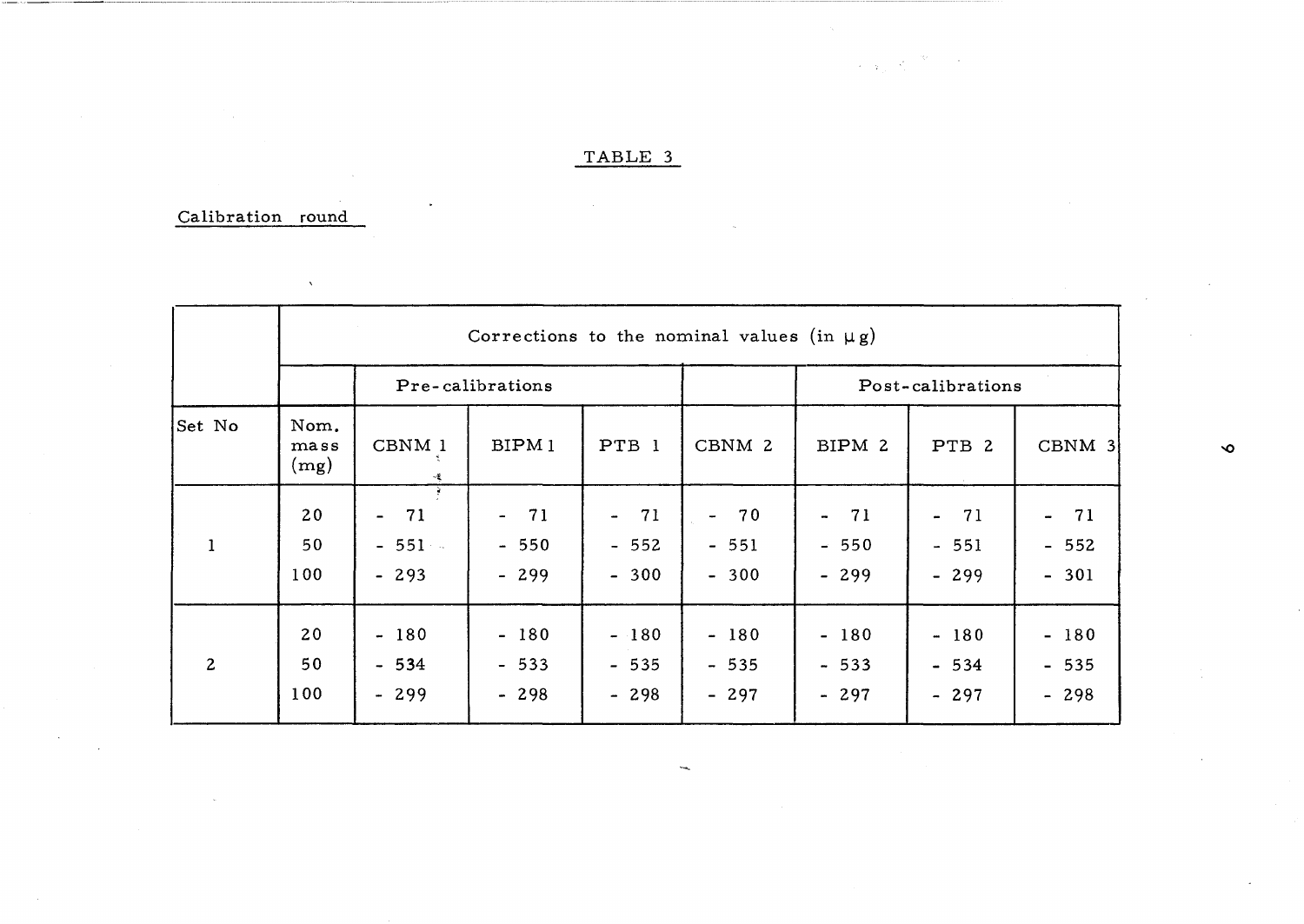## TABLE 3

Calibration round

| | Corrections to the nominal values (in μg) | | | | | | | |
|---|---|---|---|---|---|---|---|---|
| | | Pre-calibrations | | | | Post-calibrations | | |
| Set No | Nom. mass (mg) | CBNM 1 | BIPM 1 | PTB 1 | CBNM 2 | BIPM 2 | PTB 2 | CBNM 3 |
| 1 | 20 | - 71 | - 71 | - 71 | - 70 | - 71 | - 71 | - 71 |
| | 50 | - 551 | - 550 | - 552 | - 551 | - 550 | - 551 | - 552 |
| | 100 | - 293 | - 299 | - 300 | - 300 | - 299 | - 299 | - 301 |
| 2 | 20 | - 180 | - 180 | - 180 | - 180 | - 180 | - 180 | - 180 |
| | 50 | - 534 | - 533 | - 535 | - 535 | - 533 | - 534 | - 535 |
| | 100 | - 299 | - 298 | - 298 | - 297 | - 297 | - 297 | - 298 |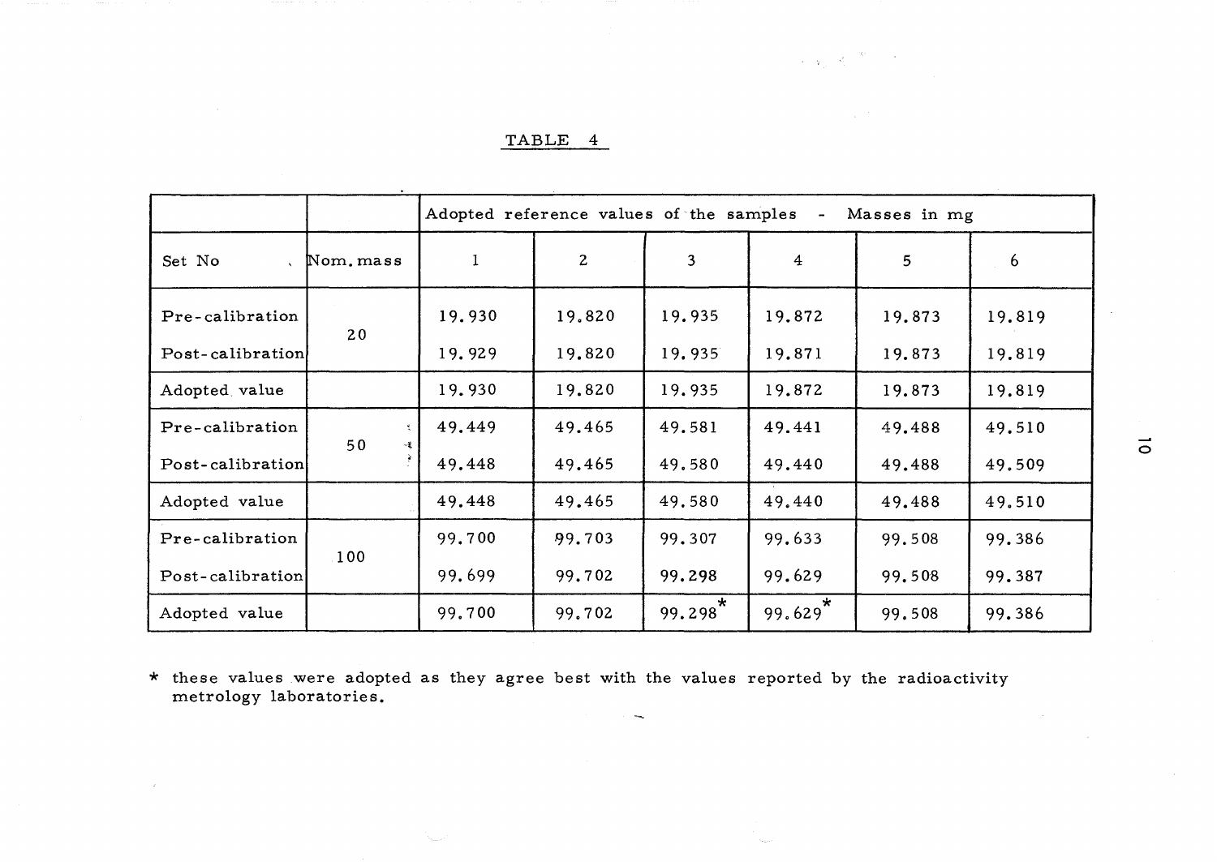# TABLE 4

| | | Adopted reference values of the samples - Masses in mg | | | | | |
|---|---|---|---|---|---|---|---|
| Set No | Nom. mass | 1 | 2 | 3 | 4 | 5 | 6 |
| Pre-calibration | 20 | 19.930 | 19.820 | 19.935 | 19.872 | 19.873 | 19.819 |
| Post-calibration | | 19.929 | 19.820 | 19.935 | 19.871 | 19.873 | 19.819 |
| Adopted value | | 19.930 | 19.820 | 19.935 | 19.872 | 19.873 | 19.819 |
| Pre-calibration | 50 | 49.449 | 49.465 | 49.581 | 49.441 | 49.488 | 49.510 |
| Post-calibration | | 49.448 | 49.465 | 49.580 | 49.440 | 49.488 | 49.509 |
| Adopted value | | 49.448 | 49.465 | 49.580 | 49.440 | 49.488 | 49.510 |
| Pre-calibration | 100 | 99.700 | 99.703 | 99.307 | 99.633 | 99.508 | 99.386 |
| Post-calibration | | 99.699 | 99.702 | 99.298 | 99.629 | 99.508 | 99.387 |
| Adopted value | | 99.700 | 99.702 | 99.298* | 99.629* | 99.508 | 99.386 |

* these values were adopted as they agree best with the values reported by the radioactivity metrology laboratories.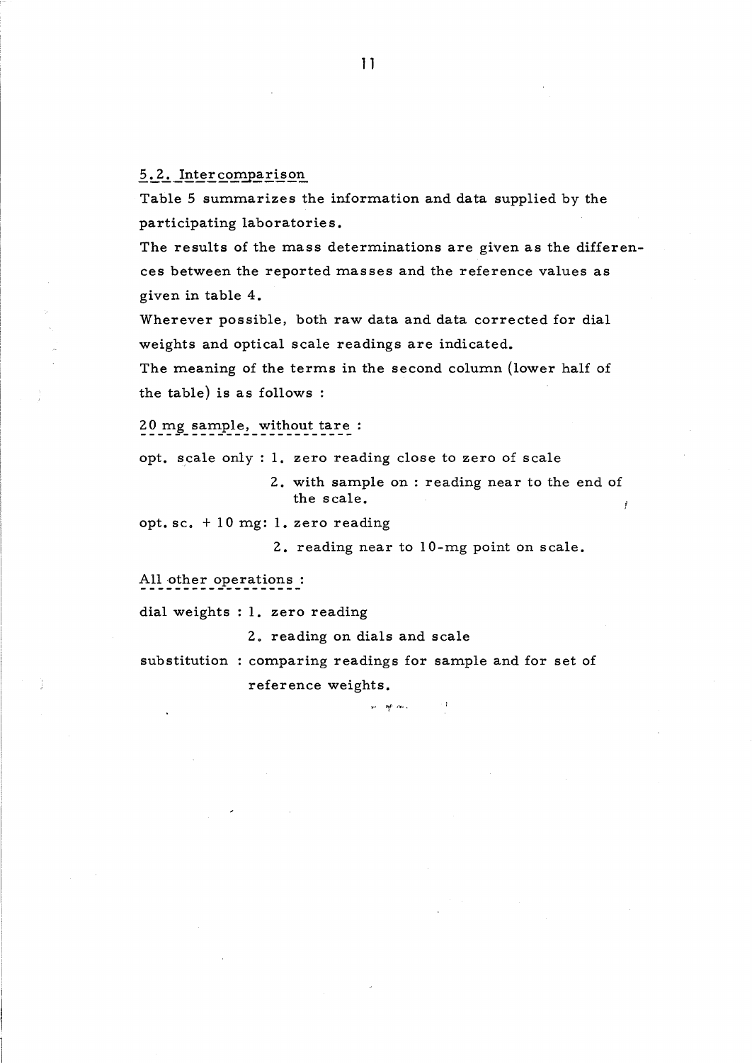## 5.2. Intercomparison

Table 5 summarizes the information and data supplied by the participating laboratories.

The results of the mass determinations are given as the differences between the reported masses and the reference values as given in table 4.

Wherever possible, both raw data and data corrected for dial weights and optical scale readings are indicated.

The meaning of the terms in the second column (lower half of the table) is as follows :

20 mg sample, without tare :

opt. scale only : 1. zero reading close to zero of scale

2. with sample on : reading near to the end of the scale.

opt. sc. + 10 mg: 1. zero reading

2. reading near to 10-mg point on scale.

All other operations :

dial weights : 1. zero reading

2. reading on dials and scale

substitution : comparing readings for sample and for set of reference weights.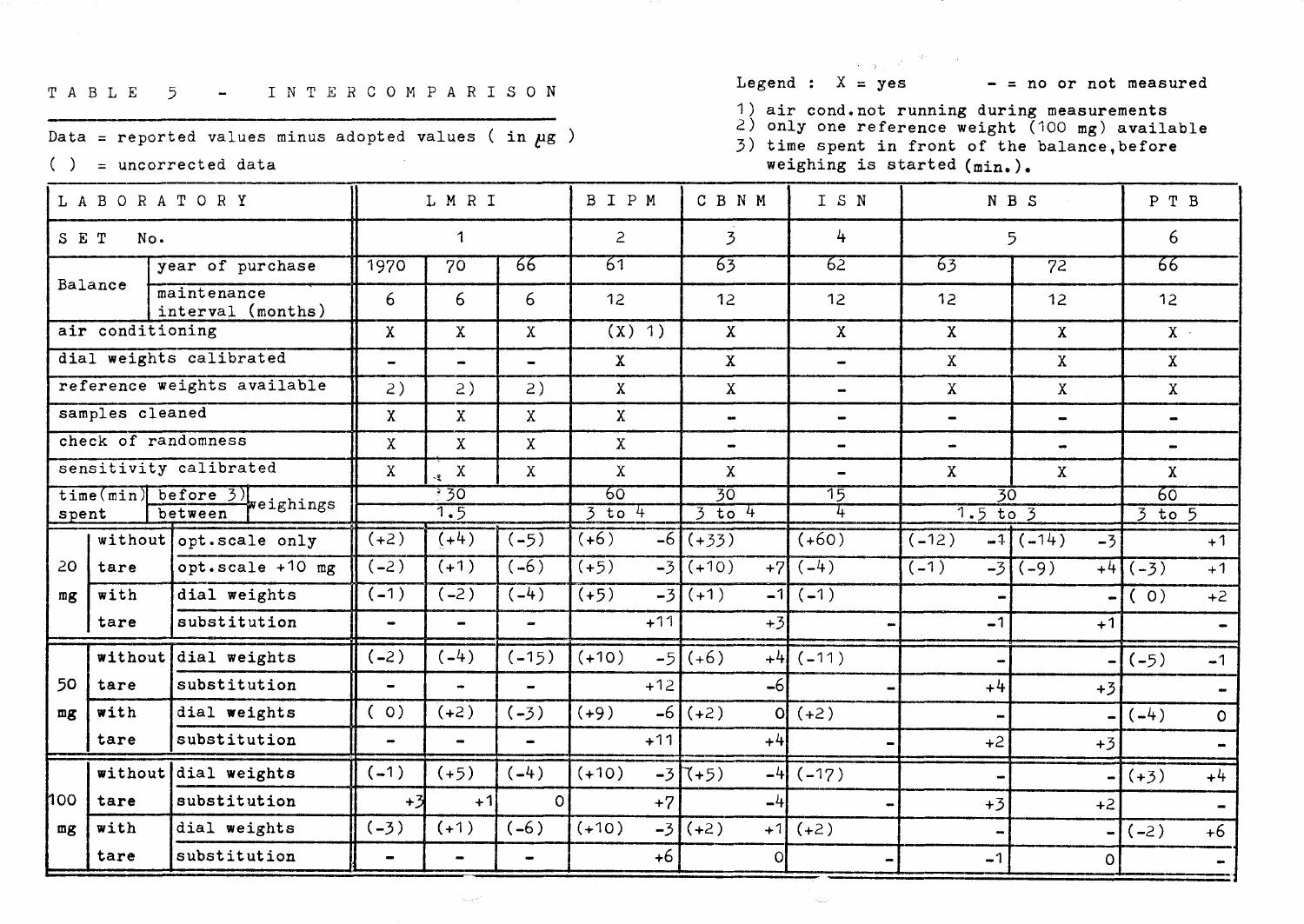TABLE 5 - INTERCOMPARISON

Data = reported values minus adopted values ( in µg )

( ) = uncorrected data

Legend : X = yes  - = no or not measured

1) air cond. not running during measurements
2) only one reference weight (100 mg) available
3) time spent in front of the balance, before weighing is started (min.).

| LABORATORY | | | LMRI | | | BIPM | CBNM | ISN | NBS | | PTB |
|---|---|---|---|---|---|---|---|---|---|---|---|
| SET No. | | | 1 | | | 2 | 3 | 4 | 5 | | 6 |
| Balance | year of purchase | | 1970 | 70 | 66 | 61 | 63 | 62 | 63 | 72 | 66 |
| | maintenance interval (months) | | 6 | 6 | 6 | 12 | 12 | 12 | 12 | 12 | 12 |
| air conditioning | | | X | X | X | (X) 1) | X | X | X | X | X |
| dial weights calibrated | | | - | - | - | X | X | - | X | X | X |
| reference weights available | | | 2) | 2) | 2) | X | X | - | X | X | X |
| samples cleaned | | | X | X | X | X | - | - | - | - | - |
| check of randomness | | | X | X | X | X | - | - | - | - | - |
| sensitivity calibrated | | | X | X | X | X | X | - | X | X | X |
| time (min) spent | before 3) weighings | | 30 | | | 60 | 30 | 15 | 30 | | 60 |
| | between weighings | | 1.5 | | | 3 to 4 | 3 to 4 | 4 | 1.5 to 3 | | 3 to 5 |
| 20 mg | without tare | opt. scale only | (+2) | (+4) | (-5) | (+6) -6 | (+33) | (+60) | (-12) -1 | (-14) -3 | +1 |
| | | opt. scale +10 mg | (-2) | (+1) | (-6) | (+5) -3 | (+10) +7 | (-4) | (-1) -3 | (-9) +4 | (-3) +1 |
| | with tare | dial weights | (-1) | (-2) | (-4) | (+5) -3 | (+1) -1 | (-1) | - | - | ( 0) +2 |
| | | substitution | - | - | - | +11 | +3 | - | -1 | +1 | - |
| 50 mg | without tare | dial weights | (-2) | (-4) | (-15) | (+10) -5 | (+6) +4 | (-11) | - | - | (-5) -1 |
| | | substitution | - | - | - | +12 | -6 | - | +4 | +3 | - |
| | with tare | dial weights | ( 0) | (+2) | (-3) | (+9) -6 | (+2) 0 | (+2) | - | - | (-4) 0 |
| | | substitution | - | - | - | +11 | +4 | - | +2 | +3 | - |
| 100 mg | without tare | dial weights | (-1) | (+5) | (-4) | (+10) -3 | (+5) -4 | (-17) | - | - | (+3) +4 |
| | | substitution | +3 | +1 | 0 | +7 | -4 | - | +3 | +2 | - |
| | with tare | dial weights | (-3) | (+1) | (-6) | (+10) -3 | (+2) +1 | (+2) | - | - | (-2) +6 |
| | | substitution | - | - | - | +6 | 0 | - | -1 | 0 | - |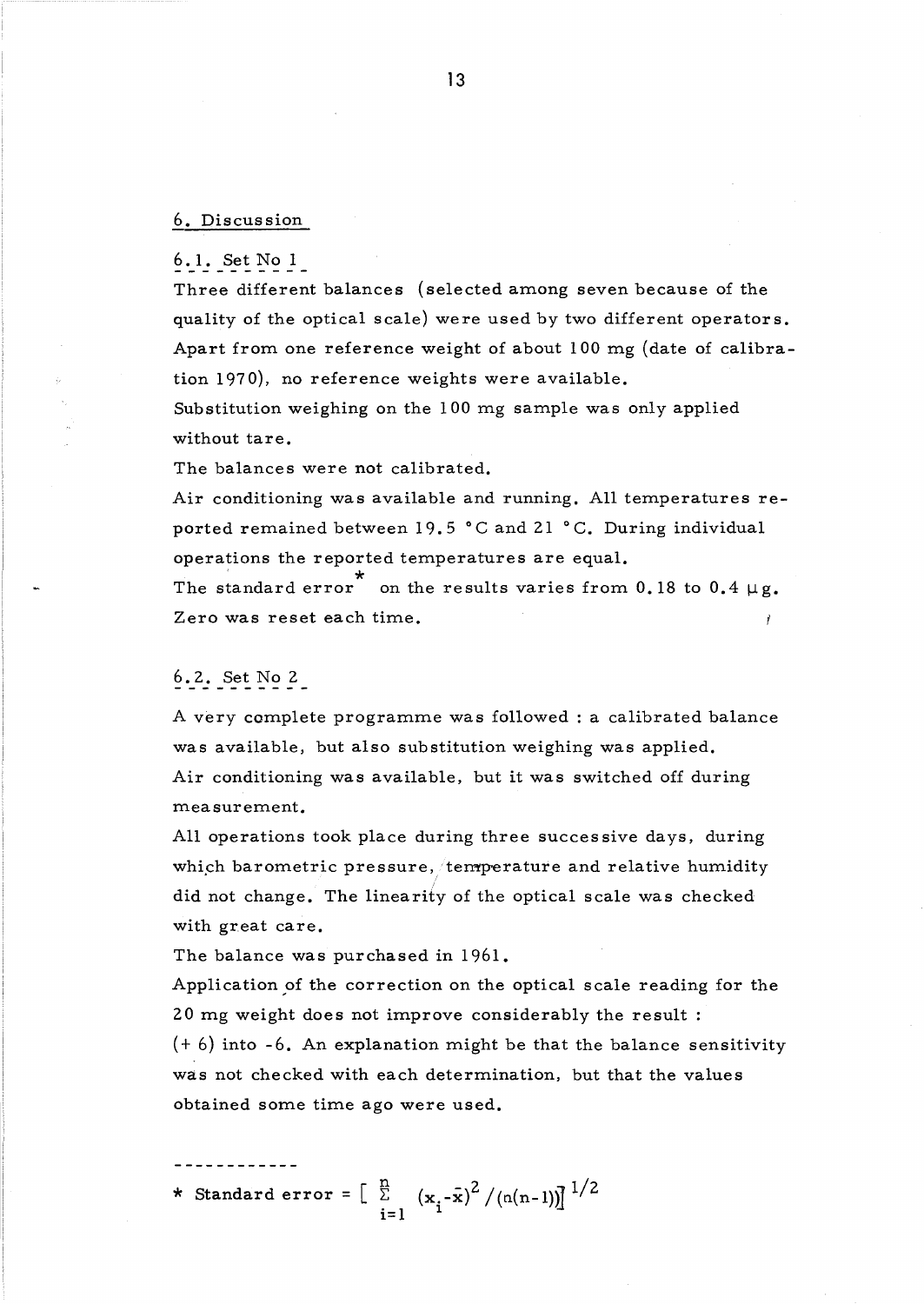## 6. Discussion

### 6.1. Set No 1

Three different balances (selected among seven because of the quality of the optical scale) were used by two different operators. Apart from one reference weight of about 100 mg (date of calibration 1970), no reference weights were available.

Substitution weighing on the 100 mg sample was only applied without tare.

The balances were not calibrated.

Air conditioning was available and running. All temperatures reported remained between 19.5 °C and 21 °C. During individual operations the reported temperatures are equal.

The standard error* on the results varies from 0.18 to 0.4 µg. Zero was reset each time.

### 6.2. Set No 2

A very complete programme was followed : a calibrated balance was available, but also substitution weighing was applied.

Air conditioning was available, but it was switched off during measurement.

All operations took place during three successive days, during which barometric pressure, temperature and relative humidity did not change. The linearity of the optical scale was checked with great care.

The balance was purchased in 1961.

Application of the correction on the optical scale reading for the 20 mg weight does not improve considerably the result : (+ 6) into -6. An explanation might be that the balance sensitivity was not checked with each determination, but that the values obtained some time ago were used.

---

* Standard error = $\left[ \sum_{i=1}^{n} (x_i - \bar{x})^2 / (n(n-1)) \right]^{1/2}$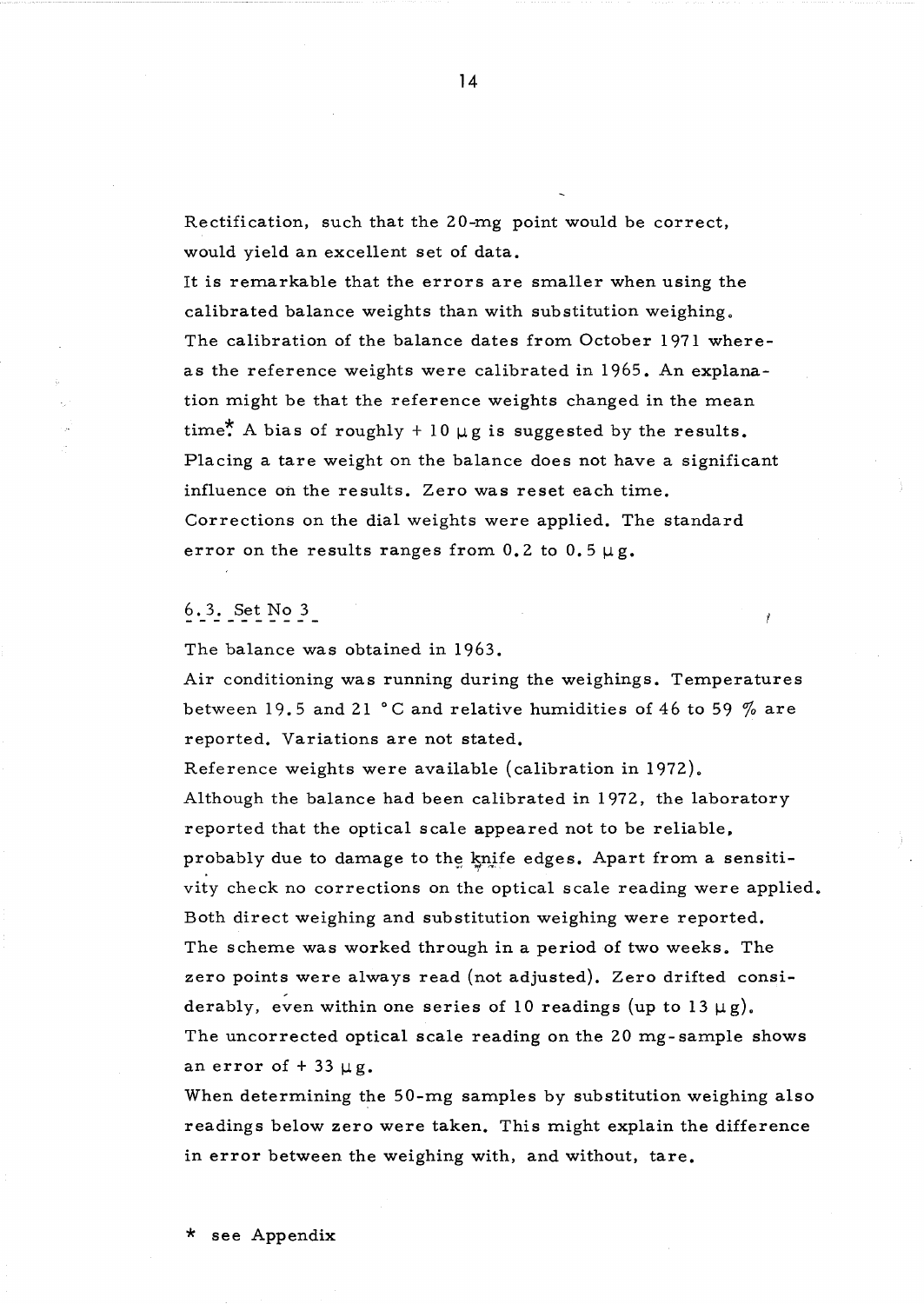Rectification, such that the 20-mg point would be correct, would yield an excellent set of data.

It is remarkable that the errors are smaller when using the calibrated balance weights than with substitution weighing. The calibration of the balance dates from October 1971 whereas the reference weights were calibrated in 1965. An explanation might be that the reference weights changed in the mean time*. A bias of roughly + 10 μg is suggested by the results. Placing a tare weight on the balance does not have a significant influence on the results. Zero was reset each time. Corrections on the dial weights were applied. The standard error on the results ranges from 0.2 to 0.5 μg.

### 6.3. Set No 3

The balance was obtained in 1963.

Air conditioning was running during the weighings. Temperatures between 19.5 and 21 °C and relative humidities of 46 to 59 % are reported. Variations are not stated.

Reference weights were available (calibration in 1972).

Although the balance had been calibrated in 1972, the laboratory reported that the optical scale appeared not to be reliable, probably due to damage to the knife edges. Apart from a sensitivity check no corrections on the optical scale reading were applied. Both direct weighing and substitution weighing were reported. The scheme was worked through in a period of two weeks. The zero points were always read (not adjusted). Zero drifted considerably, even within one series of 10 readings (up to 13 μg). The uncorrected optical scale reading on the 20 mg-sample shows an error of + 33 μg.

When determining the 50-mg samples by substitution weighing also readings below zero were taken. This might explain the difference in error between the weighing with, and without, tare.

\* see Appendix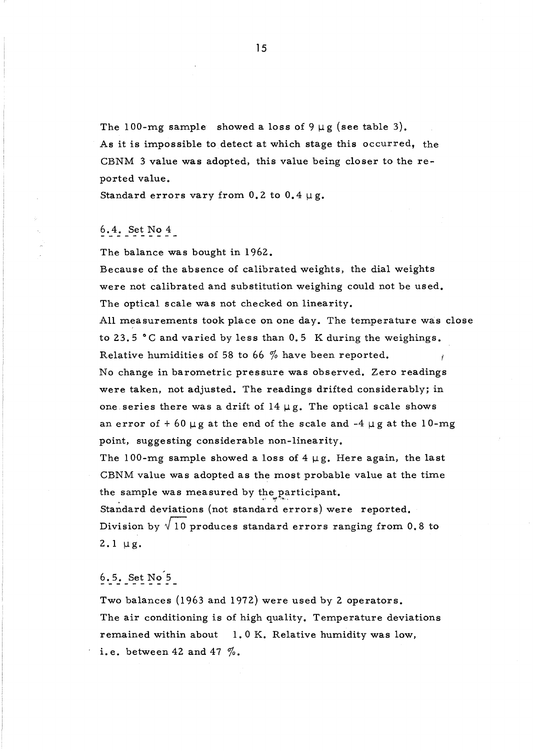The 100-mg sample showed a loss of 9 µg (see table 3). As it is impossible to detect at which stage this occurred, the CBNM 3 value was adopted, this value being closer to the reported value.

Standard errors vary from 0.2 to 0.4 µg.

### 6.4. Set No 4

The balance was bought in 1962.

Because of the absence of calibrated weights, the dial weights were not calibrated and substitution weighing could not be used. The optical scale was not checked on linearity.

All measurements took place on one day. The temperature was close to 23.5 °C and varied by less than 0.5 K during the weighings. Relative humidities of 58 to 66 % have been reported.

No change in barometric pressure was observed. Zero readings were taken, not adjusted. The readings drifted considerably; in one series there was a drift of 14 µg. The optical scale shows an error of + 60 µg at the end of the scale and -4 µg at the 10-mg point, suggesting considerable non-linearity.

The 100-mg sample showed a loss of 4 µg. Here again, the last CBNM value was adopted as the most probable value at the time the sample was measured by the participant.

Standard deviations (not standard errors) were reported. Division by $\sqrt{10}$ produces standard errors ranging from 0.8 to 2.1 µg.

### 6.5. Set No 5

Two balances (1963 and 1972) were used by 2 operators.

The air conditioning is of high quality. Temperature deviations remained within about 1.0 K. Relative humidity was low, i.e. between 42 and 47 %.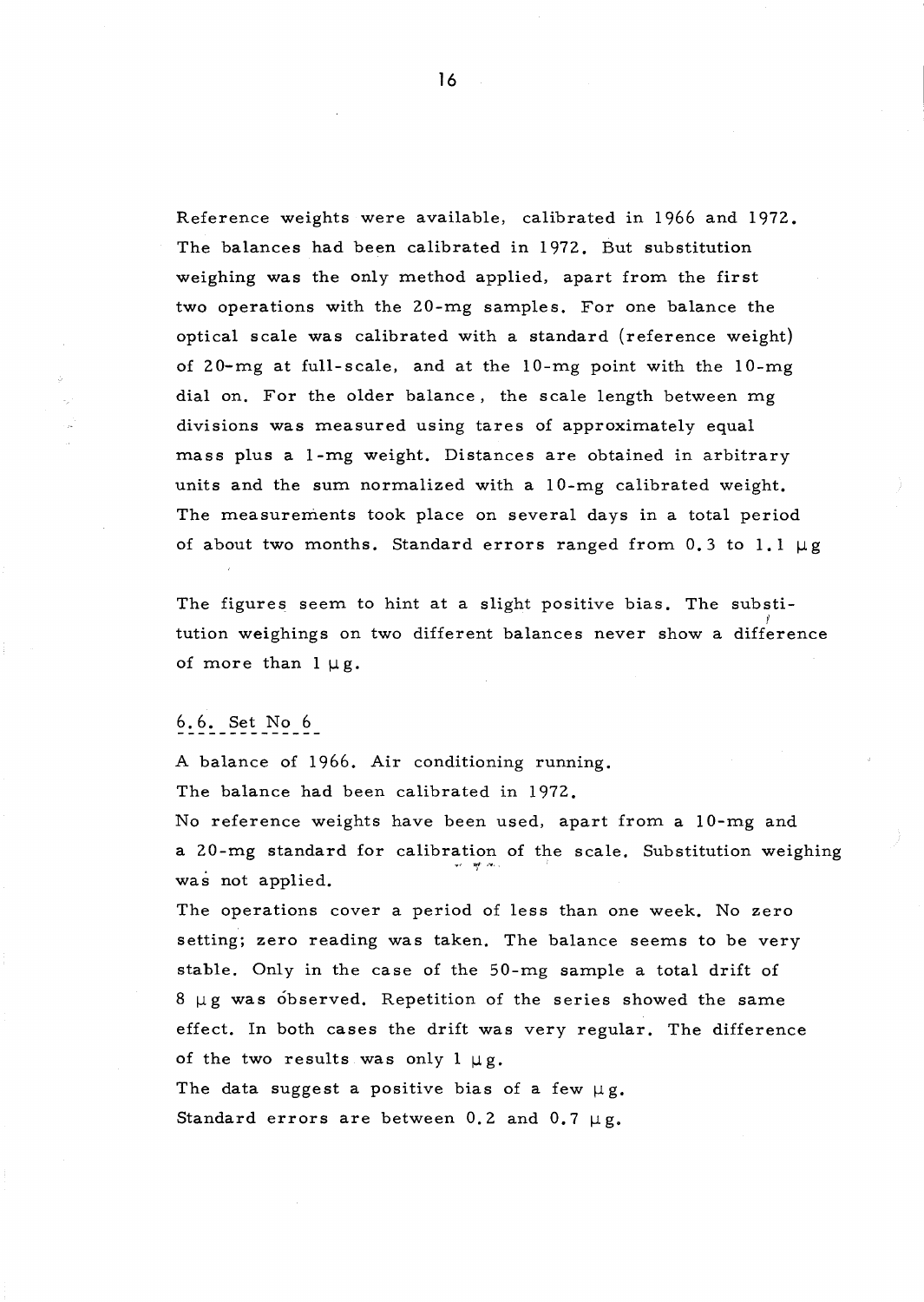Reference weights were available, calibrated in 1966 and 1972. The balances had been calibrated in 1972. But substitution weighing was the only method applied, apart from the first two operations with the 20-mg samples. For one balance the optical scale was calibrated with a standard (reference weight) of 20-mg at full-scale, and at the 10-mg point with the 10-mg dial on. For the older balance, the scale length between mg divisions was measured using tares of approximately equal mass plus a 1-mg weight. Distances are obtained in arbitrary units and the sum normalized with a 10-mg calibrated weight. The measurements took place on several days in a total period of about two months. Standard errors ranged from 0.3 to 1.1 $\mu$g

The figures seem to hint at a slight positive bias. The substitution weighings on two different balances never show a difference of more than 1 $\mu$g.

### 6.6. Set No 6

A balance of 1966. Air conditioning running.
The balance had been calibrated in 1972.
No reference weights have been used, apart from a 10-mg and a 20-mg standard for calibration of the scale. Substitution weighing was not applied.
The operations cover a period of less than one week. No zero setting; zero reading was taken. The balance seems to be very stable. Only in the case of the 50-mg sample a total drift of 8 $\mu$g was observed. Repetition of the series showed the same effect. In both cases the drift was very regular. The difference of the two results was only 1 $\mu$g.
The data suggest a positive bias of a few $\mu$g.
Standard errors are between 0.2 and 0.7 $\mu$g.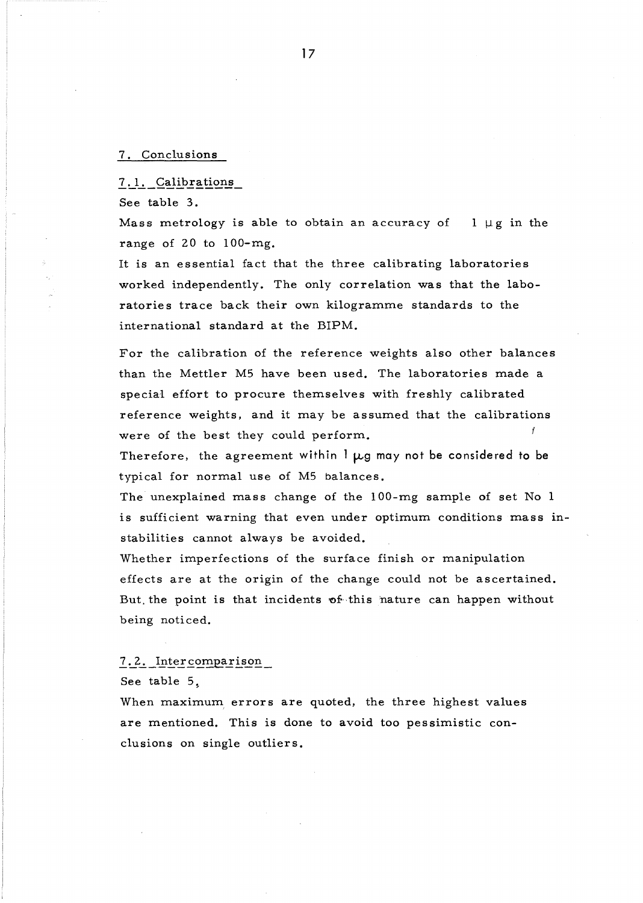## 7. Conclusions

### 7.1. Calibrations

See table 3.

Mass metrology is able to obtain an accuracy of 1 μg in the range of 20 to 100-mg.

It is an essential fact that the three calibrating laboratories worked independently. The only correlation was that the laboratories trace back their own kilogramme standards to the international standard at the BIPM.

For the calibration of the reference weights also other balances than the Mettler M5 have been used. The laboratories made a special effort to procure themselves with freshly calibrated reference weights, and it may be assumed that the calibrations were of the best they could perform.

Therefore, the agreement within 1 μg may not be considered to be typical for normal use of M5 balances.

The unexplained mass change of the 100-mg sample of set No 1 is sufficient warning that even under optimum conditions mass instabilities cannot always be avoided.

Whether imperfections of the surface finish or manipulation effects are at the origin of the change could not be ascertained. But the point is that incidents of this nature can happen without being noticed.

### 7.2. Intercomparison

See table 5.

When maximum errors are quoted, the three highest values are mentioned. This is done to avoid too pessimistic conclusions on single outliers.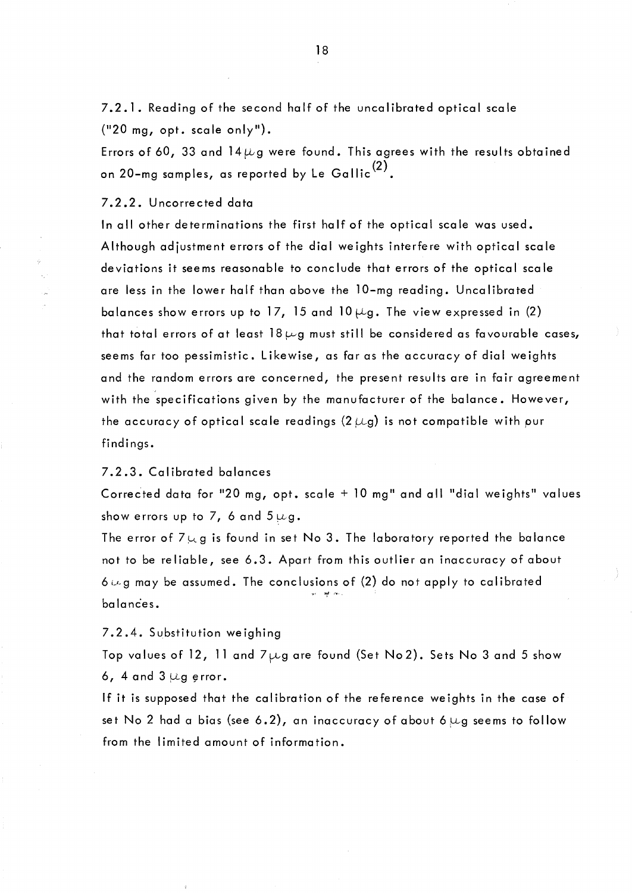### 7.2.1. Reading of the second half of the uncalibrated optical scale ("20 mg, opt. scale only").

Errors of 60, 33 and 14 $\mu$g were found. This agrees with the results obtained on 20-mg samples, as reported by Le Gallic[2].

### 7.2.2. Uncorrected data

In all other determinations the first half of the optical scale was used. Although adjustment errors of the dial weights interfere with optical scale deviations it seems reasonable to conclude that errors of the optical scale are less in the lower half than above the 10-mg reading. Uncalibrated balances show errors up to 17, 15 and 10 $\mu$g. The view expressed in (2) that total errors of at least 18 $\mu$g must still be considered as favourable cases, seems far too pessimistic. Likewise, as far as the accuracy of dial weights and the random errors are concerned, the present results are in fair agreement with the specifications given by the manufacturer of the balance. However, the accuracy of optical scale readings (2 $\mu$g) is not compatible with our findings.

### 7.2.3. Calibrated balances

Corrected data for "20 mg, opt. scale + 10 mg" and all "dial weights" values show errors up to 7, 6 and 5 $\mu$g.

The error of 7 $\mu$g is found in set No 3. The laboratory reported the balance not to be reliable, see 6.3. Apart from this outlier an inaccuracy of about 6 $\mu$g may be assumed. The conclusions of (2) do not apply to calibrated balances.

### 7.2.4. Substitution weighing

Top values of 12, 11 and 7 $\mu$g are found (Set No 2). Sets No 3 and 5 show 6, 4 and 3 $\mu$g error.

If it is supposed that the calibration of the reference weights in the case of set No 2 had a bias (see 6.2), an inaccuracy of about 6 $\mu$g seems to follow from the limited amount of information.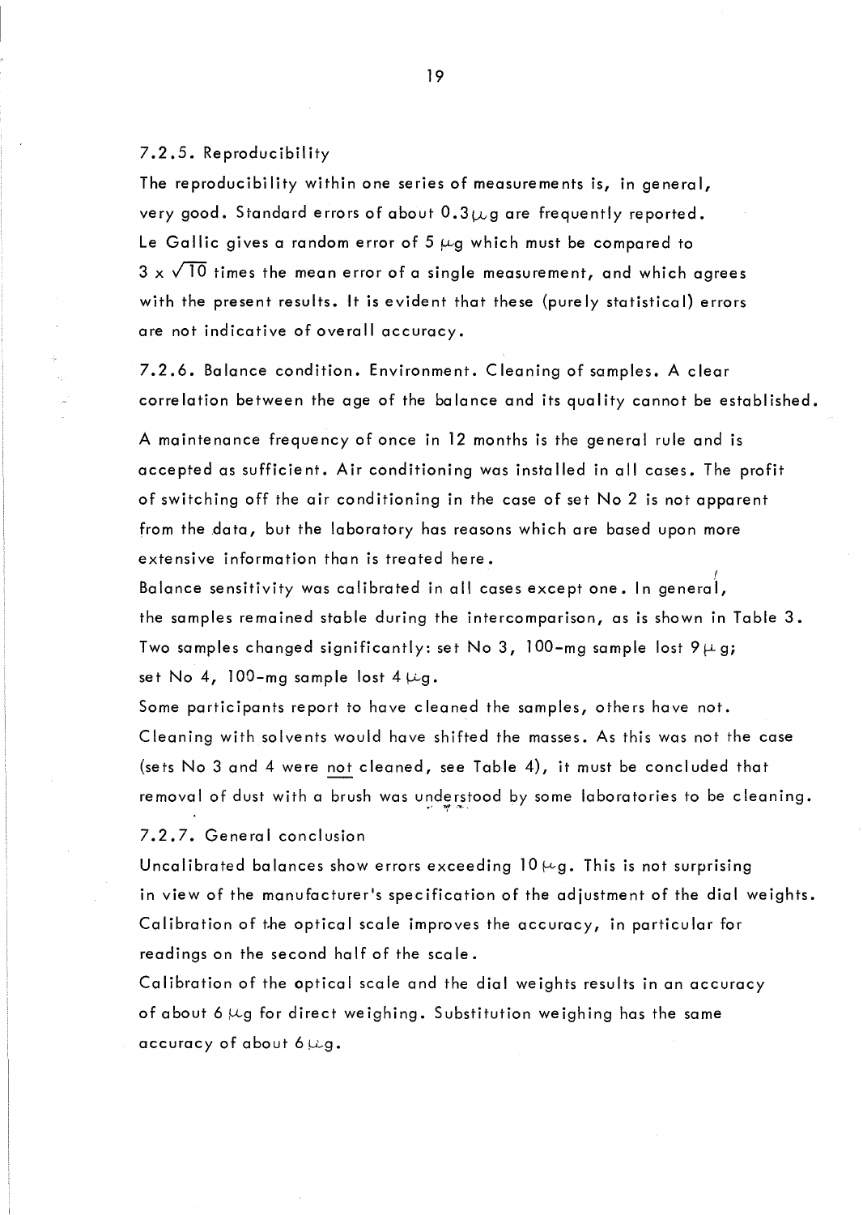### 7.2.5. Reproducibility

The reproducibility within one series of measurements is, in general, very good. Standard errors of about 0.3 µg are frequently reported. Le Gallic gives a random error of 5 µg which must be compared to $3 \times \sqrt{10}$ times the mean error of a single measurement, and which agrees with the present results. It is evident that these (purely statistical) errors are not indicative of overall accuracy.

### 7.2.6. Balance condition. Environment. Cleaning of samples.

A clear correlation between the age of the balance and its quality cannot be established.

A maintenance frequency of once in 12 months is the general rule and is accepted as sufficient. Air conditioning was installed in all cases. The profit of switching off the air conditioning in the case of set No 2 is not apparent from the data, but the laboratory has reasons which are based upon more extensive information than is treated here.

Balance sensitivity was calibrated in all cases except one. In general, the samples remained stable during the intercomparison, as is shown in Table 3. Two samples changed significantly: set No 3, 100-mg sample lost 9 µg; set No 4, 100-mg sample lost 4 µg.

Some participants report to have cleaned the samples, others have not. Cleaning with solvents would have shifted the masses. As this was not the case (sets No 3 and 4 were not cleaned, see Table 4), it must be concluded that removal of dust with a brush was understood by some laboratories to be cleaning.

### 7.2.7. General conclusion

Uncalibrated balances show errors exceeding 10 µg. This is not surprising in view of the manufacturer's specification of the adjustment of the dial weights. Calibration of the optical scale improves the accuracy, in particular for readings on the second half of the scale.

Calibration of the optical scale and the dial weights results in an accuracy of about 6 µg for direct weighing. Substitution weighing has the same accuracy of about 6 µg.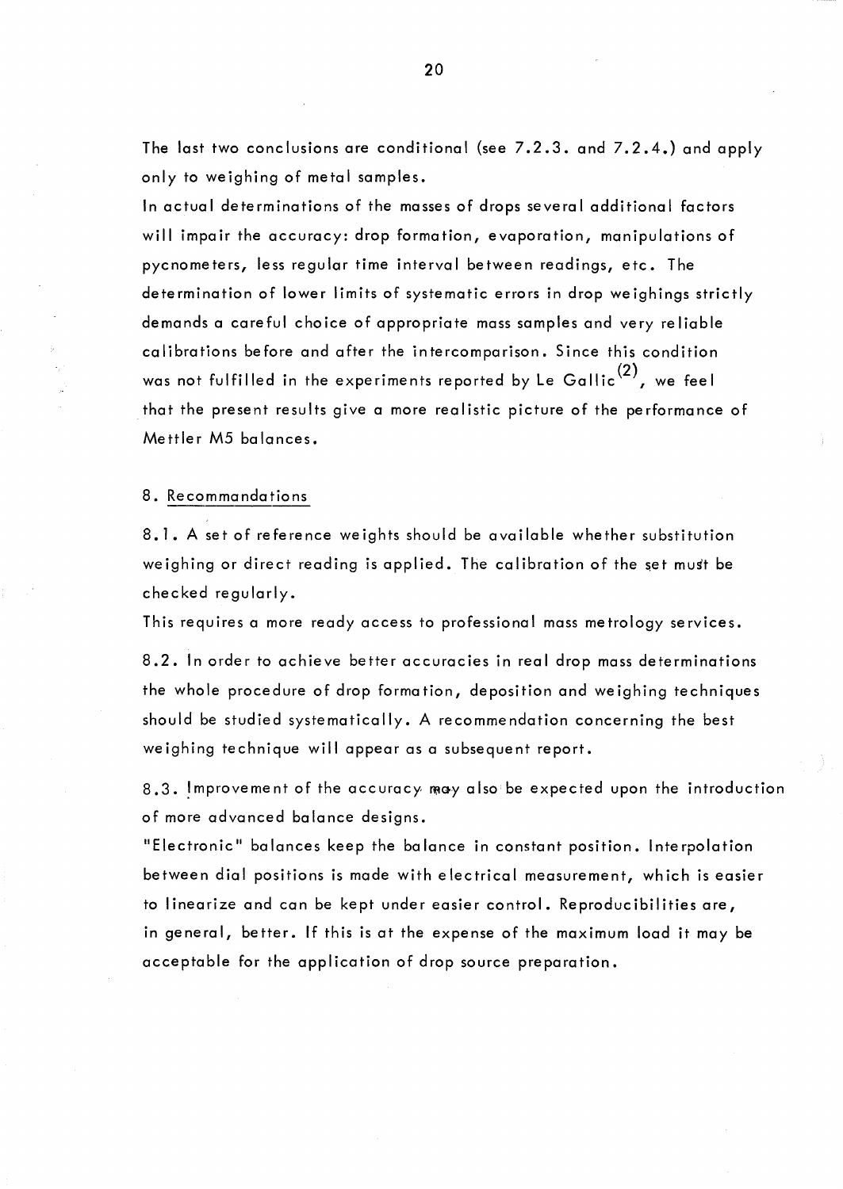The last two conclusions are conditional (see 7.2.3. and 7.2.4.) and apply only to weighing of metal samples.

In actual determinations of the masses of drops several additional factors will impair the accuracy: drop formation, evaporation, manipulations of pycnometers, less regular time interval between readings, etc. The determination of lower limits of systematic errors in drop weighings strictly demands a careful choice of appropriate mass samples and very reliable calibrations before and after the intercomparison. Since this condition was not fulfilled in the experiments reported by Le Gallic[2], we feel that the present results give a more realistic picture of the performance of Mettler M5 balances.

## 8. Recommandations

8.1. A set of reference weights should be available whether substitution weighing or direct reading is applied. The calibration of the set must be checked regularly.

This requires a more ready access to professional mass metrology services.

8.2. In order to achieve better accuracies in real drop mass determinations the whole procedure of drop formation, deposition and weighing techniques should be studied systematically. A recommendation concerning the best weighing technique will appear as a subsequent report.

8.3. Improvement of the accuracy may also be expected upon the introduction of more advanced balance designs.

"Electronic" balances keep the balance in constant position. Interpolation between dial positions is made with electrical measurement, which is easier to linearize and can be kept under easier control. Reproducibilities are, in general, better. If this is at the expense of the maximum load it may be acceptable for the application of drop source preparation.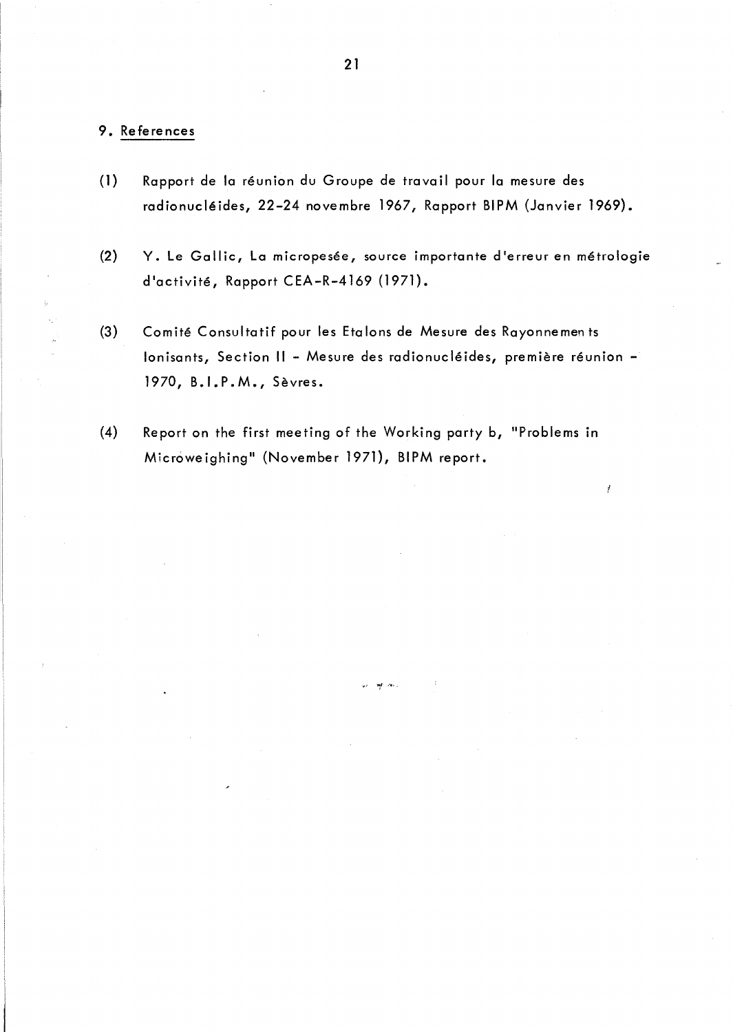## 9. References

(1) Rapport de la réunion du Groupe de travail pour la mesure des radionucléides, 22-24 novembre 1967, Rapport BIPM (Janvier 1969).

(2) Y. Le Gallic, La micropesée, source importante d'erreur en métrologie d'activité, Rapport CEA-R-4169 (1971).

(3) Comité Consultatif pour les Etalons de Mesure des Rayonnements Ionisants, Section II - Mesure des radionucléides, première réunion - 1970, B.I.P.M., Sèvres.

(4) Report on the first meeting of the Working party b, "Problems in Microweighing" (November 1971), BIPM report.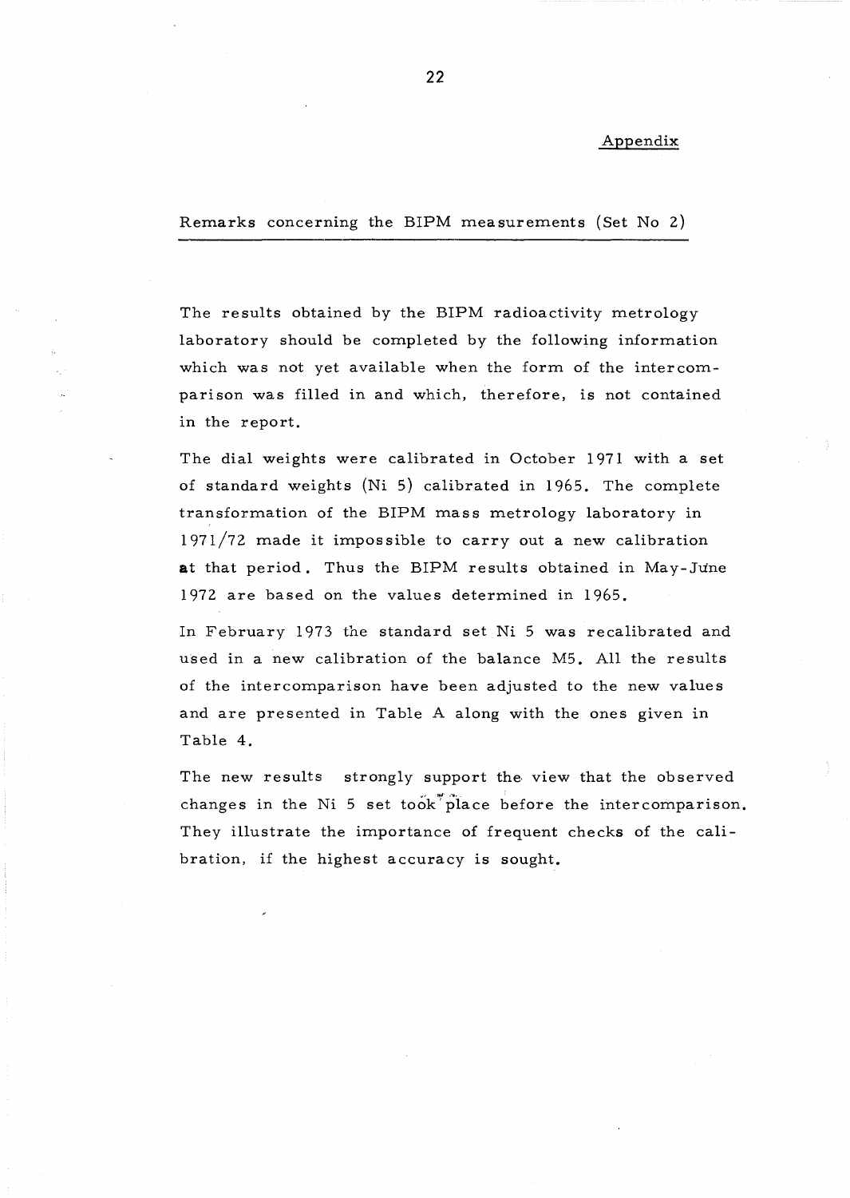Appendix

## Remarks concerning the BIPM measurements (Set No 2)

The results obtained by the BIPM radioactivity metrology laboratory should be completed by the following information which was not yet available when the form of the intercomparison was filled in and which, therefore, is not contained in the report.

The dial weights were calibrated in October 1971 with a set of standard weights (Ni 5) calibrated in 1965. The complete transformation of the BIPM mass metrology laboratory in 1971/72 made it impossible to carry out a new calibration at that period. Thus the BIPM results obtained in May-June 1972 are based on the values determined in 1965.

In February 1973 the standard set Ni 5 was recalibrated and used in a new calibration of the balance M5. All the results of the intercomparison have been adjusted to the new values and are presented in Table A along with the ones given in Table 4.

The new results strongly support the view that the observed changes in the Ni 5 set took place before the intercomparison. They illustrate the importance of frequent checks of the calibration, if the highest accuracy is sought.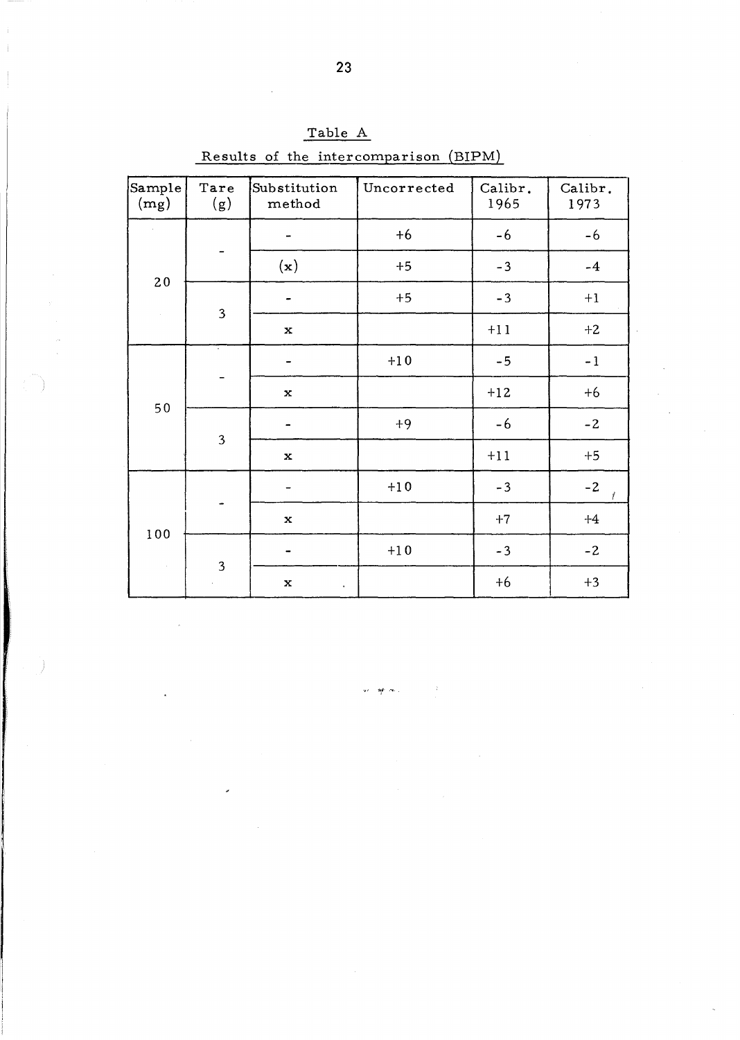Table A

Results of the intercomparison (BIPM)

| Sample (mg) | Tare (g) | Substitution method | Uncorrected | Calibr. 1965 | Calibr. 1973 |
|---|---|---|---|---|---|
| 20 | - | - | +6 | -6 | -6 |
| | | (x) | +5 | -3 | -4 |
| | 3 | - | +5 | -3 | +1 |
| | | x | | +11 | +2 |
| 50 | - | - | +10 | -5 | -1 |
| | | x | | +12 | +6 |
| | 3 | - | +9 | -6 | -2 |
| | | x | | +11 | +5 |
| 100 | - | - | +10 | -3 | -2 |
| | | x | | +7 | +4 |
| | 3 | - | +10 | -3 | -2 |
| | | x | | +6 | +3 |